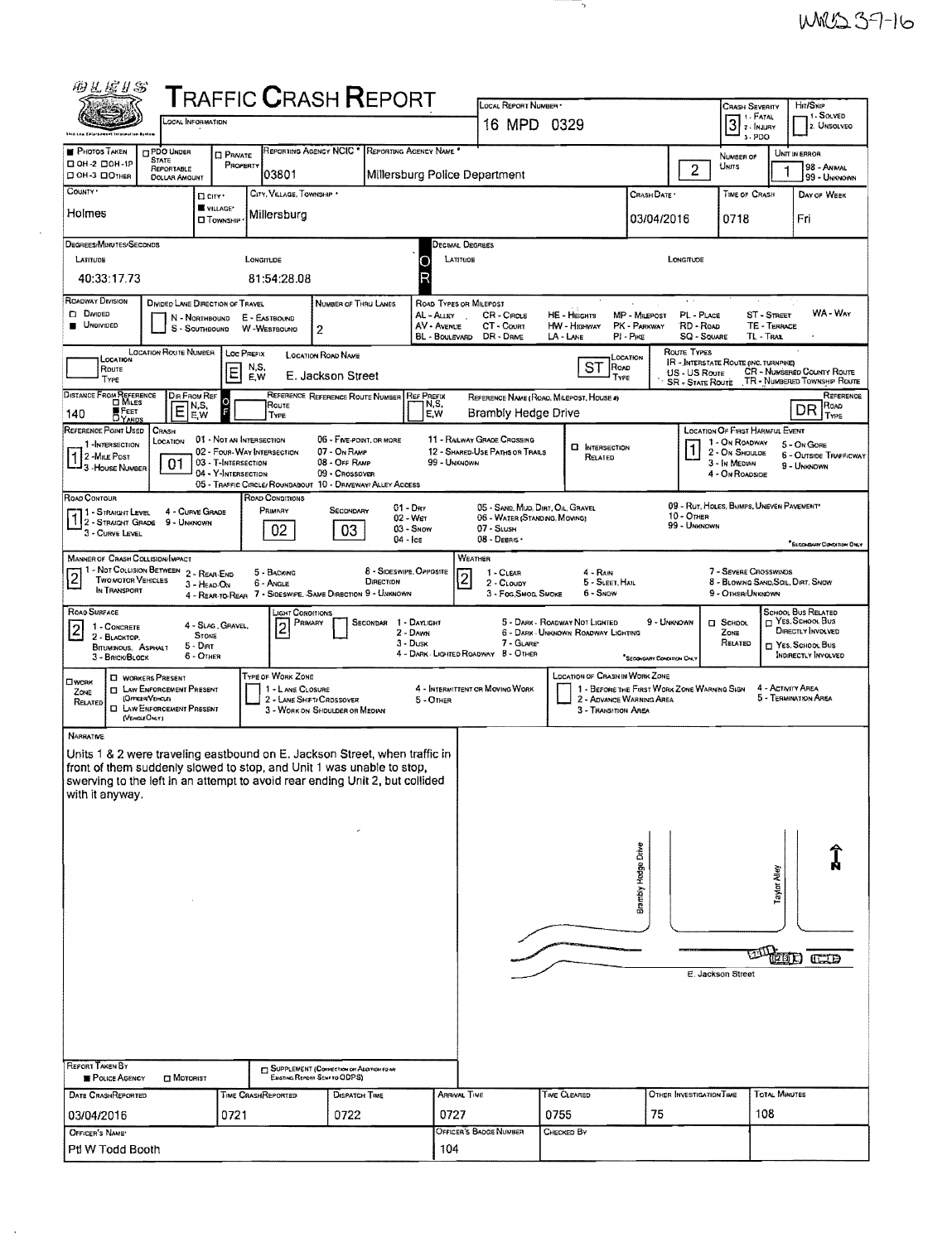WMS 37-16

# TRAFFIC CRASH REPORT

| Field | Value |
|---|---|
| Local Information | |
| Local Report Number | 16 MPD 0329 |
| Crash Severity | 3 (1 - Fatal, 2 - Injury, 3 - PDO) |
| Hit/Skip | 1 - Solved, 2 - Unsolved |
| Photos Taken | |
| PDO Under State Reportable Dollar Amount | |
| Private Property | |
| Reporting Agency NCIC | 03801 |
| Reporting Agency Name | Millersburg Police Department |
| Number of Units | 2 |
| Unit in Error | 1 (98 - Animal, 99 - Unknown) |
| County | Holmes |
| City, Village, Township | Village: Millersburg |
| Crash Date | 03/04/2016 |
| Time of Crash | 0718 |
| Day of Week | Fri |

**Degrees/Minutes/Seconds**

| Latitude | Longitude |
|---|---|
| 40:33:17.73 | 81:54:28.08 |

**Decimal Degrees** — Latitude: / Longitude:

| Field | Value |
|---|---|
| Roadway Division | Undivided |
| Divided Lane Direction of Travel | N - Northbound, E - Eastbound, S - Southbound, W - Westbound |
| Number of Thru Lanes | 2 |
| Location Route Number | |
| Loc Prefix | E |
| Location Road Name | E. Jackson Street |
| Location Road Type | ST |
| Distance From Reference | 140 Feet |
| Dir From Ref | E |
| Reference Route Number | |
| Ref Prefix | |
| Reference Name (Road, Milepost, House #) | Brambly Hedge Drive |
| Reference Road Type | DR |
| Reference Point Used | 1 - Intersection |
| Crash Location | 01 - Not an Intersection |
| Intersection Related | |
| Location of First Harmful Event | 1 - On Roadway |
| Road Contour | 1 - Straight Level |
| Road Conditions | Primary: 02; Secondary: 03 |
| Manner of Crash Collision/Impact | 2 - Rear-End |
| Weather | 2 - Cloudy |
| Road Surface | 2 - Blacktop, Bituminous, Asphalt |
| Light Conditions | Primary: 2 |
| School Zone Related | |
| Work Zone Related | |

**Road Types or Milepost:** AL - Alley, AV - Avenue, BL - Boulevard, CR - Circle, CT - Court, DR - Drive, HE - Heights, HW - Highway, LA - Lane, MP - Milepost, PK - Parkway, PI - Pike, PL - Place, RD - Road, SQ - Square, ST - Street, TE - Terrace, TL - Trail, WA - Way

**Route Types:** IR - Interstate Route (inc. Turnpike), US - US Route, SR - State Route, CR - Numbered County Route, TR - Numbered Township Route

## Narrative

Units 1 & 2 were traveling eastbound on E. Jackson Street, when traffic in front of them suddenly slowed to stop, and Unit 1 was unable to stop, swerving to the left in an attempt to avoid rear ending Unit 2, but collided with it anyway.

Diagram labels: Brambly Hedge Drive, Taylor Alley, E. Jackson Street, N

| Field | Value |
|---|---|
| Report Taken By | Police Agency |
| Supplement | |
| Date Crash Reported | 03/04/2016 |
| Time Crash Reported | 0721 |
| Dispatch Time | 0722 |
| Arrival Time | 0727 |
| Time Cleared | 0755 |
| Other Investigation Time | 75 |
| Total Minutes | 108 |
| Officer's Name | Ptl W Todd Booth |
| Officer's Badge Number | 104 |
| Checked By | |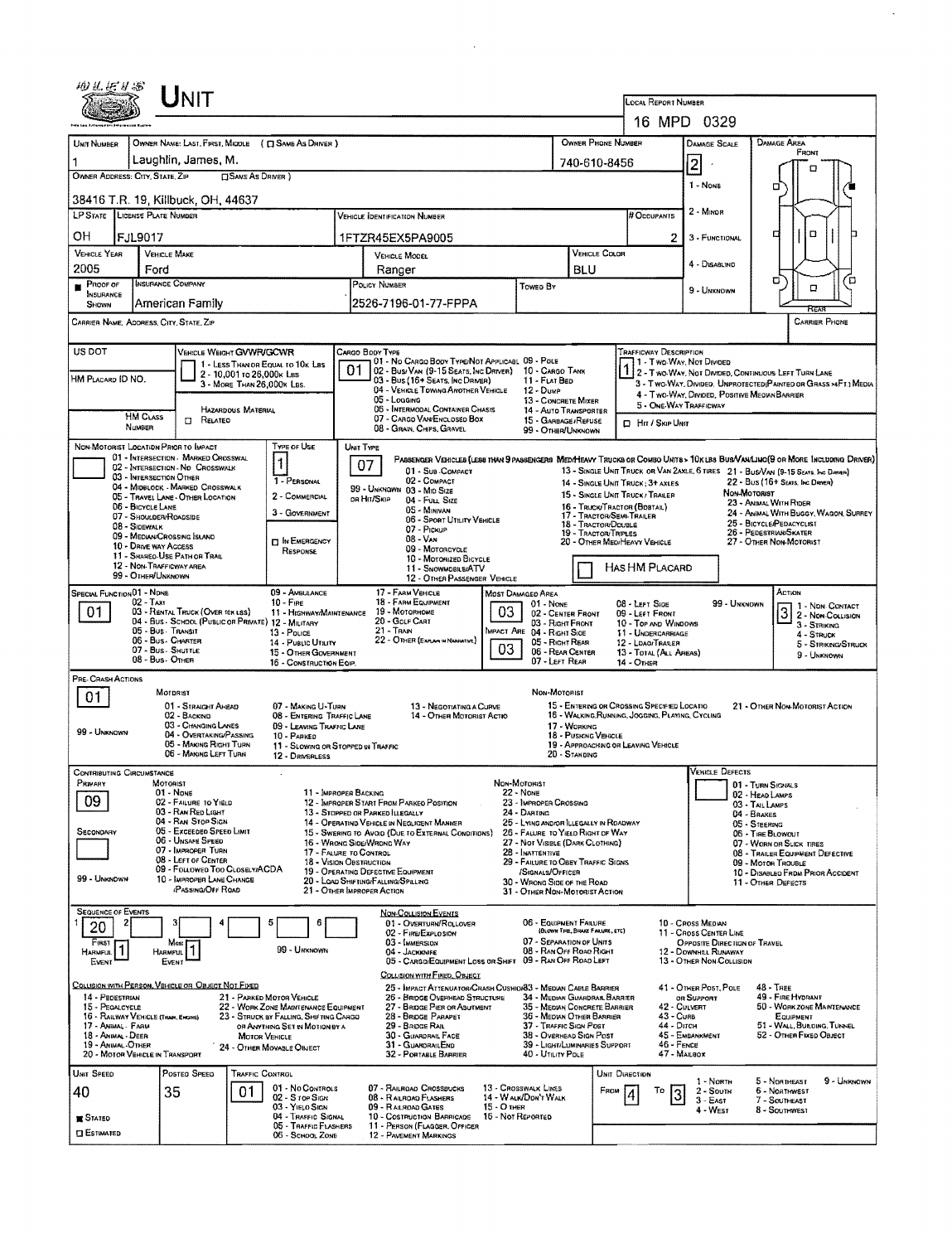# UNIT

**Local Report Number:** 16 MPD 0329

| Unit Number | Owner Name: Last, First, Middle (☐ Same As Driver) | Owner Phone Number | Damage Scale | Damage Area |
|---|---|---|---|---|
| 1 | Laughlin, James, M. | 740-610-8456 | 2 | Front |

**Owner Address: City, State, Zip** (☐ Same As Driver): 38416 T.R. 19, Killbuck, OH, 44637

Damage Scale: 1 - None, 2 - Minor, 3 - Functional, 4 - Disabling, 9 - Unknown

| LP State | License Plate Number | Vehicle Identification Number | # Occupants |
|---|---|---|---|
| OH | FJL9017 | 1FTZR45EX5PA9005 | 2 |

| Vehicle Year | Vehicle Make | Vehicle Model | Vehicle Color |
|---|---|---|---|
| 2005 | Ford | Ranger | BLU |

| Proof of Insurance Shown | Insurance Company | Policy Number | Towed By |
|---|---|---|---|
| ■ | American Family | 2526-7196-01-77-FPPA | |

Carrier Name, Address, City, State, Zip:

Carrier Phone:

US DOT:

HM Placard ID No.:

HM Class Number:

**Vehicle Weight GVWR/GCWR:** 1 - Less Than or Equal to 10k Lbs; 2 - 10,001 to 26,000k Lbs; 3 - More Than 26,000k Lbs.

Hazardous Material: ☐ Related

**Cargo Body Type:** 01
01 - No Cargo Body Type/Not Applicable; 02 - Bus/Van (9-15 Seats, Inc Driver); 03 - Bus (16+ Seats, Inc Driver); 04 - Vehicle Towing Another Vehicle; 05 - Logging; 06 - Intermodal Container Chassis; 07 - Cargo Van/Enclosed Box; 08 - Grain, Chips, Gravel; 09 - Pole; 10 - Cargo Tank; 11 - Flat Bed; 12 - Dump; 13 - Concrete Mixer; 14 - Auto Transporter; 15 - Garbage/Refuse; 99 - Other/Unknown

**Trafficway Description:** 1
1 - Two-Way, Not Divided; 2 - Two-Way, Not Divided, Continuous Left Turn Lane; 3 - Two-Way, Divided, Unprotected (Painted or Grass >4Ft.) Media; 4 - Two-Way, Divided, Positive Median Barrier; 5 - One-Way Trafficway

☐ Hit / Skip Unit

**Non-Motorist Location Prior to Impact:**
01 - Intersection - Marked Crosswalk; 02 - Intersection - No Crosswalk; 03 - Intersection Other; 04 - Midblock - Marked Crosswalk; 05 - Travel Lane - Other Location; 06 - Bicycle Lane; 07 - Shoulder/Roadside; 08 - Sidewalk; 09 - Median/Crossing Island; 10 - Drive Way Access; 11 - Shared-Use Path or Trail; 12 - Non-Trafficway Area; 99 - Other/Unknown

**Type of Use:** 1
1 - Personal; 2 - Commercial; 3 - Government; ☐ In Emergency Response

**Unit Type:** 07
Passenger Vehicles (Less than 9 passengers): 01 - Sub-Compact; 02 - Compact; 99 - Unknown 03 - Mid Size or Hit/Skip; 04 - Full Size; 05 - Minivan; 06 - Sport Utility Vehicle; 07 - Pickup; 08 - Van; 09 - Motorcycle; 10 - Motorized Bicycle; 11 - Snowmobile/ATV; 12 - Other Passenger Vehicle
Med/Heavy Trucks or Combo Units > 10k lbs Bus/Van/Limo (9 or More Including Driver): 13 - Single Unit Truck or Van 2axle, 6 Tires; 14 - Single Unit Truck; 3+ Axles; 15 - Single Unit Truck / Trailer; 16 - Truck/Tractor (Bobtail); 17 - Tractor/Semi-Trailer; 18 - Tractor/Double; 19 - Tractor/Triples; 20 - Other Med/Heavy Vehicle; 21 - Bus/Van (9-15 Seats, Inc Driver); 22 - Bus (16+ Seats, Inc Driver)
Non-Motorist: 23 - Animal With Rider; 24 - Animal With Buggy, Wagon, Surrey; 25 - Bicycle/Pedacyclist; 26 - Pedestrian/Skater; 27 - Other Non-Motorist

☐ Has HM Placard

**Special Function:** 01
01 - None; 02 - Taxi; 03 - Rental Truck (Over 10k lbs); 04 - Bus - School (Public or Private); 05 - Bus - Transit; 06 - Bus - Charter; 07 - Bus - Shuttle; 08 - Bus - Other; 09 - Ambulance; 10 - Fire; 11 - Highway/Maintenance; 12 - Military; 13 - Police; 14 - Public Utility; 15 - Other Government; 16 - Construction Eqip.; 17 - Farm Vehicle; 18 - Farm Equipment; 19 - Motorhome; 20 - Golf Cart; 21 - Train; 22 - Other (Explain in Narrative)

**Most Damaged Area:** 03
**Impact Area:** 03
01 - None; 02 - Center Front; 03 - Right Front; 04 - Right Side; 05 - Right Rear; 06 - Rear Center; 07 - Left Rear; 08 - Left Side; 09 - Left Front; 10 - Top and Windows; 11 - Undercarriage; 12 - Load/Trailer; 13 - Total (All Areas); 14 - Other; 99 - Unknown

**Action:** 3
1 - Non-Contact; 2 - Non-Collision; 3 - Striking; 4 - Struck; 5 - Striking/Struck; 9 - Unknown

**Pre-Crash Actions:** 01
Motorist: 01 - Straight Ahead; 02 - Backing; 03 - Changing Lanes; 04 - Overtaking/Passing; 05 - Making Right Turn; 06 - Making Left Turn; 07 - Making U-Turn; 08 - Entering Traffic Lane; 09 - Leaving Traffic Lane; 10 - Parked; 11 - Slowing or Stopped in Traffic; 12 - Driverless; 13 - Negotiating a Curve; 14 - Other Motorist Actio; 99 - Unknown
Non-Motorist: 15 - Entering or Crossing Specified Locatio; 16 - Walking, Running, Jogging, Playing, Cycling; 17 - Working; 18 - Pushing Vehicle; 19 - Approaching or Leaving Vehicle; 20 - Standing; 21 - Other Non-Motorist Action

**Contributing Circumstance**
Primary: 09
Secondary:
Motorist: 01 - None; 02 - Failure to Yield; 03 - Ran Red Light; 04 - Ran Stop Sign; 05 - Exceeded Speed Limit; 06 - Unsafe Speed; 07 - Improper Turn; 08 - Left of Center; 09 - Followed Too Closely/ACDA; 10 - Improper Lane Change /Passing/Off Road; 11 - Improper Backing; 12 - Improper Start From Parked Position; 13 - Stopped or Parked Illegally; 14 - Operating Vehicle in Negligent Manner; 15 - Swering to Avoid (Due to External Conditions); 16 - Wrong Side/Wrong Way; 17 - Failure to Control; 18 - Vision Obstruction; 19 - Operating Defective Equipment; 20 - Load Shifting/Falling/Spilling; 21 - Other Improper Action; 99 - Unknown
Non-Motorist: 22 - None; 23 - Improper Crossing; 24 - Darting; 25 - Lying and/or Illegally in Roadway; 26 - Failure to Yield Right of Way; 27 - Not Visible (Dark Clothing); 28 - Inattentive; 29 - Failure to Obey Traffic Signs /Signals/Officer; 30 - Wrong Side of the Road; 31 - Other Non-Motorist Action

**Vehicle Defects:**
01 - Turn Signals; 02 - Head Lamps; 03 - Tail Lamps; 04 - Brakes; 05 - Steering; 06 - Tire Blowout; 07 - Worn or Slick Tires; 08 - Trailer Equipment Defective; 09 - Motor Trouble; 10 - Disabled From Prior Accident; 11 - Other Defects

**Sequence of Events**

| 1 | 2 | 3 | 4 | 5 | 6 |
|---|---|---|---|---|---|
| 20 | | | | | |

First Harmful Event: 1
Most Harmful Event: 1

Non-Collision Events: 01 - Overturn/Rollover; 02 - Fire/Explosion; 03 - Immersion; 04 - Jackknife; 05 - Cargo/Equipment Loss or Shift; 06 - Equipment Failure (Blown Tire, Brake Failure, etc); 07 - Separation of Units; 08 - Ran Off Road Right; 09 - Ran Off Road Left; 10 - Cross Median; 11 - Cross Center Line Opposite Direction of Travel; 12 - Downhill Runaway; 13 - Other Non-Collision; 99 - Unknown

Collision with Person, Vehicle or Object Not Fixed: 14 - Pedestrian; 15 - Pedalcycle; 16 - Railway Vehicle (Train, Engine); 17 - Animal - Farm; 18 - Animal - Deer; 19 - Animal - Other; 20 - Motor Vehicle in Transport; 21 - Parked Motor Vehicle; 22 - Work Zone Maintenance Equipment; 23 - Struck by Falling, Shifting Cargo or Anything Set in Motion by a Motor Vehicle; 24 - Other Movable Object

Collision with Fixed, Object: 25 - Impact Attenuator/Crash Cushion; 26 - Bridge Overhead Structure; 27 - Bridge Pier or Abutment; 28 - Bridge Parapet; 29 - Bridge Rail; 30 - Guardrail Face; 31 - Guardrail End; 32 - Portable Barrier; 33 - Median Cable Barrier; 34 - Median Guardrail Barrier; 35 - Median Concrete Barrier; 36 - Median Other Barrier; 37 - Traffic Sign Post; 38 - Overhead Sign Post; 39 - Light/Luminaries Support; 40 - Utility Pole; 41 - Other Post, Pole or Support; 42 - Culvert; 43 - Curb; 44 - Ditch; 45 - Embankment; 46 - Fence; 47 - Mailbox; 48 - Tree; 49 - Fire Hydrant; 50 - Work Zone Maintenance Equipment; 51 - Wall, Building, Tunnel; 52 - Other Fixed Object

| Unit Speed | Posted Speed | Traffic Control | Unit Direction |
|---|---|---|---|
| 40 | 35 | 01 | From 4 To 3 |

■ Stated
☐ Estimated

Traffic Control: 01 - No Controls; 02 - Stop Sign; 03 - Yield Sign; 04 - Traffic Signal; 05 - Traffic Flashers; 06 - School Zone; 07 - Railroad Crossbucks; 08 - Railroad Flashers; 09 - Railroad Gates; 10 - Costruction Barricade; 11 - Person (Flagger, Officer); 12 - Pavement Markings; 13 - Crosswalk Lines; 14 - Walk/Don't Walk; 15 - Other; 16 - Not Reported

Unit Direction: 1 - North; 2 - South; 3 - East; 4 - West; 5 - Northeast; 6 - Northwest; 7 - Southeast; 8 - Southwest; 9 - Unknown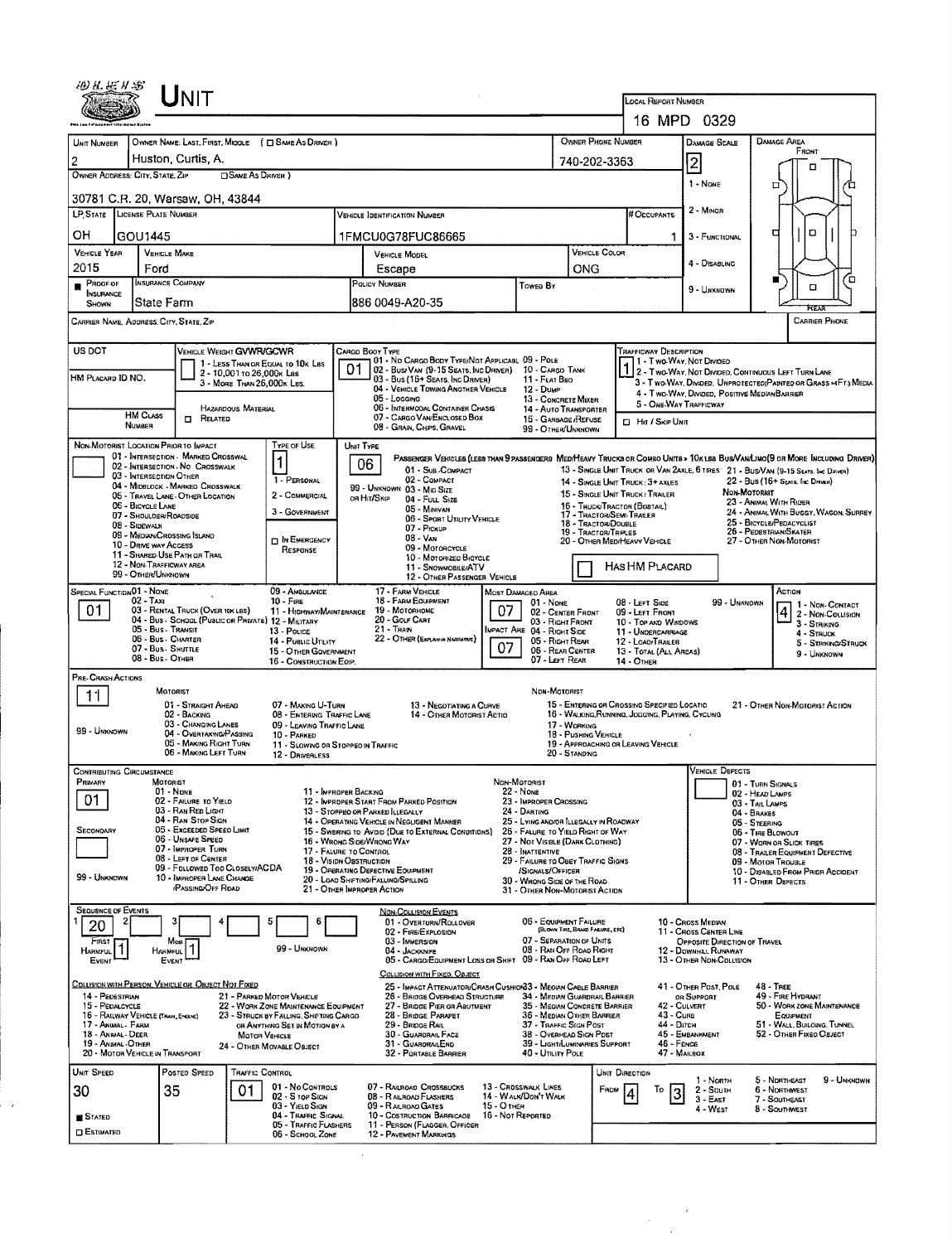# UNIT

**Local Report Number:** 16 MPD 0329

| Unit Number | Owner Name: Last, First, Middle ( ☐ Same As Driver ) | Owner Phone Number | Damage Scale | Damage Area |
|---|---|---|---|---|
| 2 | Huston, Curtis, A. | 740-202-3363 | 2 | Front |

**Owner Address: City, State, Zip** ☐ Same As Driver )
30781 C.R. 20, Warsaw, OH, 43844

Damage Scale: 1 - None; 2 - Minor; 3 - Functional; 4 - Disabling; 9 - Unknown

| LP State | License Plate Number | Vehicle Identification Number | # Occupants |
|---|---|---|---|
| OH | GOU1445 | 1FMCU0G78FUC86665 | 1 |

| Vehicle Year | Vehicle Make | Vehicle Model | Vehicle Color |
|---|---|---|---|
| 2015 | Ford | Escape | ONG |

| Proof of Insurance Shown | Insurance Company | Policy Number | Towed By |
|---|---|---|---|
| ■ | State Farm | 886 0049-A20-35 | |

**Carrier Name, Address, City, State, Zip:**

**Carrier Phone:**

**US DOT:**

**HM Placard ID No.:**

**HM Class Number:**

**Vehicle Weight GVWR/GCWR:** 1 - Less Than or Equal to 10k Lbs; 2 - 10,001 to 26,000k Lbs; 3 - More Than 26,000k Lbs.

**Hazardous Material:** ☐ Related

**Cargo Body Type:** 01
01 - No Cargo Body Type/Not Applicabl; 02 - Bus/Van (9-15 Seats, Inc Driver); 03 - Bus (16+ Seats, Inc Driver); 04 - Vehicle Towing Another Vehicle; 05 - Logging; 06 - Intermodal Container Chasis; 07 - Cargo Van/Enclosed Box; 08 - Grain, Chips, Gravel; 09 - Pole; 10 - Cargo Tank; 11 - Flat Bed; 12 - Dump; 13 - Concrete Mixer; 14 - Auto Transporter; 15 - Garbage/Refuse; 99 - Other/Unknown

**Trafficway Description:** 1
1 - Two-Way, Not Divided; 2 - Two-Way, Not Divided, Continuous Left Turn Lane; 3 - Two-Way, Divided, Unprotected (Painted or Grass >4Ft.) Media; 4 - Two-Way, Divided, Positive Median Barrier; 5 - One-Way Trafficway

☐ Hit / Skip Unit

**Non-Motorist Location Prior to Impact:**
01 - Intersection - Marked Crosswal; 02 - Intersection - No Crosswalk; 03 - Intersection Other; 04 - Midblock - Marked Crosswalk; 05 - Travel Lane - Other Location; 06 - Bicycle Lane; 07 - Shoulder/Roadside; 08 - Sidewalk; 09 - Median/Crossing Island; 10 - Drive way Access; 11 - Shared-Use Path or Trail; 12 - Non-Trafficway Area; 99 - Other/Unknown

**Type of Use:** 1
1 - Personal; 2 - Commercial; 3 - Government; ☐ In Emergency Response

**Unit Type:** 06
Passenger Vehicles (less than 9 passengers): 01 - Sub-Compact; 02 - Compact; 99 - Unknown 03 - Mid Size or Hit/Skip; 04 - Full Size; 05 - Minivan; 06 - Sport Utility Vehicle; 07 - Pickup; 08 - Van; 09 - Motorcycle; 10 - Motorized Bicycle; 11 - Snowmobile/ATV; 12 - Other Passenger Vehicle
Med/Heavy Trucks or Combo Units > 10k lbs Bus/Van/Limo (9 or More Including Driver): 13 - Single Unit Truck or Van 2axle, 6 tires; 21 - Bus/Van (9-15 Seats, Inc Driver); 14 - Single Unit Truck: 3+ Axles; 22 - Bus (16+ Seats, Inc Driver); 15 - Single Unit Truck / Trailer; 16 - Truck/Tractor (Bobtail); 17 - Tractor/Semi-Trailer; 18 - Tractor/Double; 19 - Tractor/Triples; 20 - Other Med/Heavy Vehicle
Non-Motorist: 23 - Animal With Rider; 24 - Animal With Buggy, Wagon, Surrey; 25 - Bicycle/Pedacyclist; 26 - Pedestrian/Skater; 27 - Other Non-Motorist
☐ Has HM Placard

**Special Function:** 01
01 - None; 02 - Taxi; 03 - Rental Truck (Over 10k lbs); 04 - Bus - School (Public or Private); 05 - Bus - Transit; 06 - Bus - Charter; 07 - Bus - Shuttle; 08 - Bus - Other; 09 - Ambulance; 10 - Fire; 11 - Highway/Maintenance; 12 - Military; 13 - Police; 14 - Public Utility; 15 - Other Government; 16 - Construction Eqip.; 17 - Farm Vehicle; 18 - Farm Equipment; 19 - Motorhome; 20 - Golf Cart; 21 - Train; 22 - Other (Explain in Narrative)

**Most Damaged Area:** 07
**Impact Area:** 07
01 - None; 02 - Center Front; 03 - Right Front; 04 - Right Side; 05 - Right Rear; 06 - Rear Center; 07 - Left Rear; 08 - Left Side; 09 - Left Front; 10 - Top and Windows; 11 - Undercarriage; 12 - Load/Trailer; 13 - Total (All Areas); 14 - Other; 99 - Unknown

**Action:** 4
1 - Non-Contact; 2 - Non-Collision; 3 - Striking; 4 - Struck; 5 - Striking/Struck; 9 - Unknown

**Pre-Crash Actions:** 11
Motorist: 01 - Straight Ahead; 02 - Backing; 03 - Changing Lanes; 04 - Overtaking/Passing; 05 - Making Right Turn; 06 - Making Left Turn; 07 - Making U-Turn; 08 - Entering Traffic Lane; 09 - Leaving Traffic Lane; 10 - Parked; 11 - Slowing or Stopped in Traffic; 12 - Driverless; 13 - Negotiating a Curve; 14 - Other Motorist Actio; 99 - Unknown
Non-Motorist: 15 - Entering or Crossing Specified Locatio; 16 - Walking, Running, Jogging, Playing, Cycling; 17 - Working; 18 - Pushing Vehicle; 19 - Approaching or Leaving Vehicle; 20 - Standing; 21 - Other Non-Motorist Action

**Contributing Circumstance**
Primary: 01
Secondary:
Motorist: 01 - None; 02 - Failure to Yield; 03 - Ran Red Light; 04 - Ran Stop Sign; 05 - Exceeded Speed Limit; 06 - Unsafe Speed; 07 - Improper Turn; 08 - Left of Center; 09 - Followed Too Closely/ACDA; 10 - Improper Lane Change /Passing/Off Road; 11 - Improper Backing; 12 - Improper Start From Parked Position; 13 - Stopped or Parked Illegally; 14 - Operating Vehicle in Negligent Manner; 15 - Swering to Avoid (Due to External Conditions); 16 - Wrong Side/Wrong Way; 17 - Failure to Control; 18 - Vision Obstruction; 19 - Operating Defective Equipment; 20 - Load Shifting/Falling/Spilling; 21 - Other Improper Action; 99 - Unknown
Non-Motorist: 22 - None; 23 - Improper Crossing; 24 - Darting; 25 - Lying and/or Illegally in Roadway; 26 - Failure to Yield Right of Way; 27 - Not Visible (Dark Clothing); 28 - Inattentive; 29 - Failure to Obey Traffic Signs /Signals/Officer; 30 - Wrong Side of the Road; 31 - Other Non-Motorist Action

**Vehicle Defects:** 01 - Turn Signals; 02 - Head Lamps; 03 - Tail Lamps; 04 - Brakes; 05 - Steering; 06 - Tire Blowout; 07 - Worn or Slick Tires; 08 - Trailer Equipment Defective; 09 - Motor Trouble; 10 - Disabled From Prior Accident; 11 - Other Defects

**Sequence of Events:** 1: 20; 2: ; 3: ; 4: ; 5: ; 6:
First Harmful Event: 1; Most Harmful Event: 1
99 - Unknown

Non-Collision Events: 01 - Overturn/Rollover; 02 - Fire/Explosion; 03 - Immersion; 04 - Jackknife; 05 - Cargo/Equipment Loss or Shift; 06 - Equipment Failure (Blown Tire, Brake Failure, etc); 07 - Separation of Units; 08 - Ran Off Road Right; 09 - Ran Off Road Left; 10 - Cross Median; 11 - Cross Center Line Opposite Direction of Travel; 12 - Downhill Runaway; 13 - Other Non-Collision

Collision with Person, Vehicle or Object Not Fixed: 14 - Pedestrian; 15 - Pedalcycle; 16 - Railway Vehicle (Train, Engine); 17 - Animal - Farm; 18 - Animal - Deer; 19 - Animal - Other; 20 - Motor Vehicle in Transport; 21 - Parked Motor Vehicle; 22 - Work Zone Maintenance Equipment; 23 - Struck by Falling, Shifting Cargo or Anything Set in Motion by a Motor Vehicle; 24 - Other Movable Object

Collision with Fixed, Object: 25 - Impact Attenuator/Crash Cushion; 26 - Bridge Overhead Structure; 27 - Bridge Pier or Abutment; 28 - Bridge Parapet; 29 - Bridge Rail; 30 - Guardrail Face; 31 - Guardrail End; 32 - Portable Barrier; 33 - Median Cable Barrier; 34 - Median Guardrail Barrier; 35 - Median Concrete Barrier; 36 - Median Other Barrier; 37 - Traffic Sign Post; 38 - Overhead Sign Post; 39 - Light/Luminaries Support; 40 - Utility Pole; 41 - Other Post, Pole or Support; 42 - Culvert; 43 - Curb; 44 - Ditch; 45 - Embankment; 46 - Fence; 47 - Mailbox; 48 - Tree; 49 - Fire Hydrant; 50 - Work Zone Maintenance Equipment; 51 - Wall, Building, Tunnel; 52 - Other Fixed Object

| Unit Speed | Posted Speed | Traffic Control | Unit Direction |
|---|---|---|---|
| 30 | 35 | 01 | From 4 To 3 |

■ Stated ☐ Estimated

Traffic Control: 01 - No Controls; 02 - Stop Sign; 03 - Yield Sign; 04 - Traffic Signal; 05 - Traffic Flashers; 06 - School Zone; 07 - Railroad Crossbucks; 08 - Railroad Flashers; 09 - Railroad Gates; 10 - Costruction Barricade; 11 - Person (Flagger, Officer); 12 - Pavement Markings; 13 - Crosswalk Lines; 14 - Walk/Don't Walk; 15 - Other; 16 - Not Reported

Unit Direction: 1 - North; 2 - South; 3 - East; 4 - West; 5 - Northeast; 6 - Northwest; 7 - Southeast; 8 - Southwest; 9 - Unknown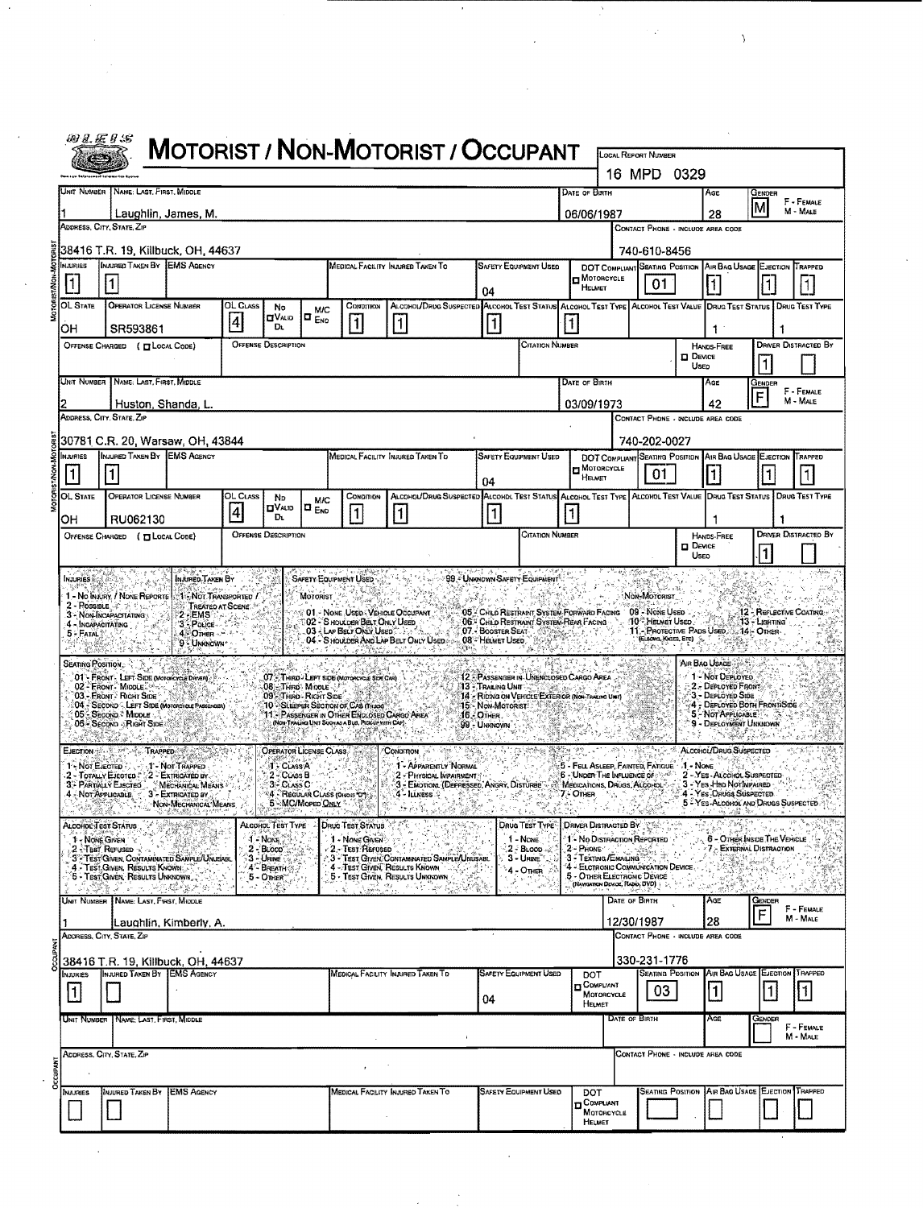# MOTORIST / NON-MOTORIST / OCCUPANT

**LOCAL REPORT NUMBER:** 16 MPD 0329

## MOTORIST/NON-MOTORIST

| UNIT NUMBER | NAME: LAST, FIRST, MIDDLE | DATE OF BIRTH | AGE | GENDER |
|---|---|---|---|---|
| 1 | Laughlin, James, M. | 06/06/1987 | 28 | M |

| ADDRESS, CITY, STATE, ZIP | CONTACT PHONE - INCLUDE AREA CODE |
|---|---|
| 38416 T.R. 19, Killbuck, OH, 44637 | 740-610-8456 |

| INJURIES | INJURED TAKEN BY | EMS AGENCY | MEDICAL FACILITY INJURED TAKEN TO | SAFETY EQUIPMENT USED | DOT COMPLIANT MOTORCYCLE HELMET | SEATING POSITION | AIR BAG USAGE | EJECTION | TRAPPED |
|---|---|---|---|---|---|---|---|---|---|
| 1 | 1 | | | 04 | | 01 | 1 | 1 | 1 |

| OL STATE | OPERATOR LICENSE NUMBER | OL CLASS | NO VALID DL | M/C END | CONDITION | ALCOHOL/DRUG SUSPECTED | ALCOHOL TEST STATUS | ALCOHOL TEST TYPE | ALCOHOL TEST VALUE | DRUG TEST STATUS | DRUG TEST TYPE |
|---|---|---|---|---|---|---|---|---|---|---|---|
| OH | SR593861 | 4 | | | 1 | 1 | 1 | 1 | | 1 | 1 |

| OFFENSE CHARGED ( LOCAL CODE) | OFFENSE DESCRIPTION | CITATION NUMBER | HANDS-FREE DEVICE USED | DRIVER DISTRACTED BY |
|---|---|---|---|---|
| | | | | 1 |

| UNIT NUMBER | NAME: LAST, FIRST, MIDDLE | DATE OF BIRTH | AGE | GENDER |
|---|---|---|---|---|
| 2 | Huston, Shanda, L. | 03/09/1973 | 42 | F |

| ADDRESS, CITY, STATE, ZIP | CONTACT PHONE - INCLUDE AREA CODE |
|---|---|
| 30781 C.R. 20, Warsaw, OH, 43844 | 740-202-0027 |

| INJURIES | INJURED TAKEN BY | EMS AGENCY | MEDICAL FACILITY INJURED TAKEN TO | SAFETY EQUIPMENT USED | DOT COMPLIANT MOTORCYCLE HELMET | SEATING POSITION | AIR BAG USAGE | EJECTION | TRAPPED |
|---|---|---|---|---|---|---|---|---|---|
| 1 | 1 | | | 04 | | 01 | 1 | 1 | 1 |

| OL STATE | OPERATOR LICENSE NUMBER | OL CLASS | NO VALID DL | M/C END | CONDITION | ALCOHOL/DRUG SUSPECTED | ALCOHOL TEST STATUS | ALCOHOL TEST TYPE | ALCOHOL TEST VALUE | DRUG TEST STATUS | DRUG TEST TYPE |
|---|---|---|---|---|---|---|---|---|---|---|---|
| OH | RU062130 | 4 | | | 1 | 1 | 1 | 1 | | 1 | 1 |

| OFFENSE CHARGED ( LOCAL CODE) | OFFENSE DESCRIPTION | CITATION NUMBER | HANDS-FREE DEVICE USED | DRIVER DISTRACTED BY |
|---|---|---|---|---|
| | | | | 1 |

**INJURIES:** 1 - No Injury / None Reported; 2 - Possible; 3 - Non-Incapacitating; 4 - Incapacitating; 5 - Fatal

**INJURED TAKEN BY:** 1 - Not Transported / Treated at Scene; 2 - EMS; 3 - Police; 4 - Other; 9 - Unknown

**SAFETY EQUIPMENT USED:** 99 - Unknown Safety Equipment

Motorist: 01 - None Used - Vehicle Occupant; 02 - Shoulder Belt Only Used; 03 - Lap Belt Only Used; 04 - Shoulder And Lap Belt Only Used; 05 - Child Restraint System-Forward Facing; 06 - Child Restraint System-Rear Facing; 07 - Booster Seat; 08 - Helmet Used

Non-Motorist: 09 - None Used; 10 - Helmet Used; 11 - Protective Pads Used (Elbows, Knees, Etc); 12 - Reflective Coating; 13 - Lighting; 14 - Other

**SEATING POSITION:** 01 - Front - Left Side (Motorcycle Driver); 02 - Front - Middle; 03 - Front - Right Side; 04 - Second - Left Side (Motorcycle Passenger); 05 - Second - Middle; 06 - Second - Right Side; 07 - Third - Left Side (Motorcycle Side Car); 08 - Third - Middle; 09 - Third - Right Side; 10 - Sleeper Section of Cab (Truck); 11 - Passenger in Other Enclosed Cargo Area (Non-Trailing Unit Such as a Bus, Pickup with Cap); 12 - Passenger in Unenclosed Cargo Area; 13 - Trailing Unit; 14 - Riding on Vehicle Exterior (Non-Trailing Unit); 15 - Non-Motorist; 16 - Other; 99 - Unknown

**AIR BAG USAGE:** 1 - Not Deployed; 2 - Deployed Front; 3 - Deployed Side; 4 - Deployed Both Front/Side; 5 - Not Applicable; 9 - Deployment Unknown

**EJECTION:** 1 - Not Ejected; 2 - Totally Ejected; 3 - Partially Ejected; 4 - Not Applicable

**TRAPPED:** 1 - Not Trapped; 2 - Extricated by Mechanical Means; 3 - Extricated by Non-Mechanical Means

**OPERATOR LICENSE CLASS:** 1 - Class A; 2 - Class B; 3 - Class C; 4 - Regular Class (Ohio is "D"); 5 - M/C Moped Only

**CONDITION:** 1 - Apparently Normal; 2 - Physical Impairment; 3 - Emotional (Depressed, Angry, Disturbed); 4 - Illness; 5 - Fell Asleep, Fainted, Fatigue; 6 - Under The Influence of Medications, Drugs, Alcohol; 7 - Other

**ALCOHOL/DRUG SUSPECTED:** 1 - None; 2 - Yes - Alcohol Suspected; 3 - Yes - HBD Not Impaired; 4 - Yes - Drugs Suspected; 5 - Yes - Alcohol and Drugs Suspected

**ALCOHOL TEST STATUS:** 1 - None Given; 2 - Test Refused; 3 - Test Given, Contaminated Sample/Unusabl; 4 - Test Given, Results Known; 5 - Test Given, Results Unknown

**ALCOHOL TEST TYPE:** 1 - None; 2 - Blood; 3 - Urine; 4 - Breath; 5 - Other

**DRUG TEST STATUS:** 1 - None Given; 2 - Test Refused; 3 - Test Given, Contaminated Sample/Unusabl; 4 - Test Given, Results Known; 5 - Test Given, Results Unknown

**DRUG TEST TYPE:** 1 - None; 2 - Blood; 3 - Urine; 4 - Other

**DRIVER DISTRACTED BY:** 1 - No Distraction Reported; 2 - Phone; 3 - Texting/Emailing; 4 - Electronic Communication Device; 5 - Other Electronic Device (Navigation Device, Radio, DVD); 6 - Other Inside The Vehicle; 7 - External Distraction

## OCCUPANT

| UNIT NUMBER | NAME: LAST, FIRST, MIDDLE | DATE OF BIRTH | AGE | GENDER |
|---|---|---|---|---|
| 1 | Laughlin, Kimberly, A. | 12/30/1987 | 28 | F |

| ADDRESS, CITY, STATE, ZIP | CONTACT PHONE - INCLUDE AREA CODE |
|---|---|
| 38416 T.R. 19, Killbuck, OH, 44637 | 330-231-1776 |

| INJURIES | INJURED TAKEN BY | EMS AGENCY | MEDICAL FACILITY INJURED TAKEN TO | SAFETY EQUIPMENT USED | DOT COMPLIANT MOTORCYCLE HELMET | SEATING POSITION | AIR BAG USAGE | EJECTION | TRAPPED |
|---|---|---|---|---|---|---|---|---|---|
| 1 | | | | 04 | | 03 | 1 | 1 | 1 |

## OCCUPANT

| UNIT NUMBER | NAME: LAST, FIRST, MIDDLE | DATE OF BIRTH | AGE | GENDER |
|---|---|---|---|---|
| | | | | |

| ADDRESS, CITY, STATE, ZIP | CONTACT PHONE - INCLUDE AREA CODE |
|---|---|
| | |

| INJURIES | INJURED TAKEN BY | EMS AGENCY | MEDICAL FACILITY INJURED TAKEN TO | SAFETY EQUIPMENT USED | DOT COMPLIANT MOTORCYCLE HELMET | SEATING POSITION | AIR BAG USAGE | EJECTION | TRAPPED |
|---|---|---|---|---|---|---|---|---|---|
| | | | | | | | | | |